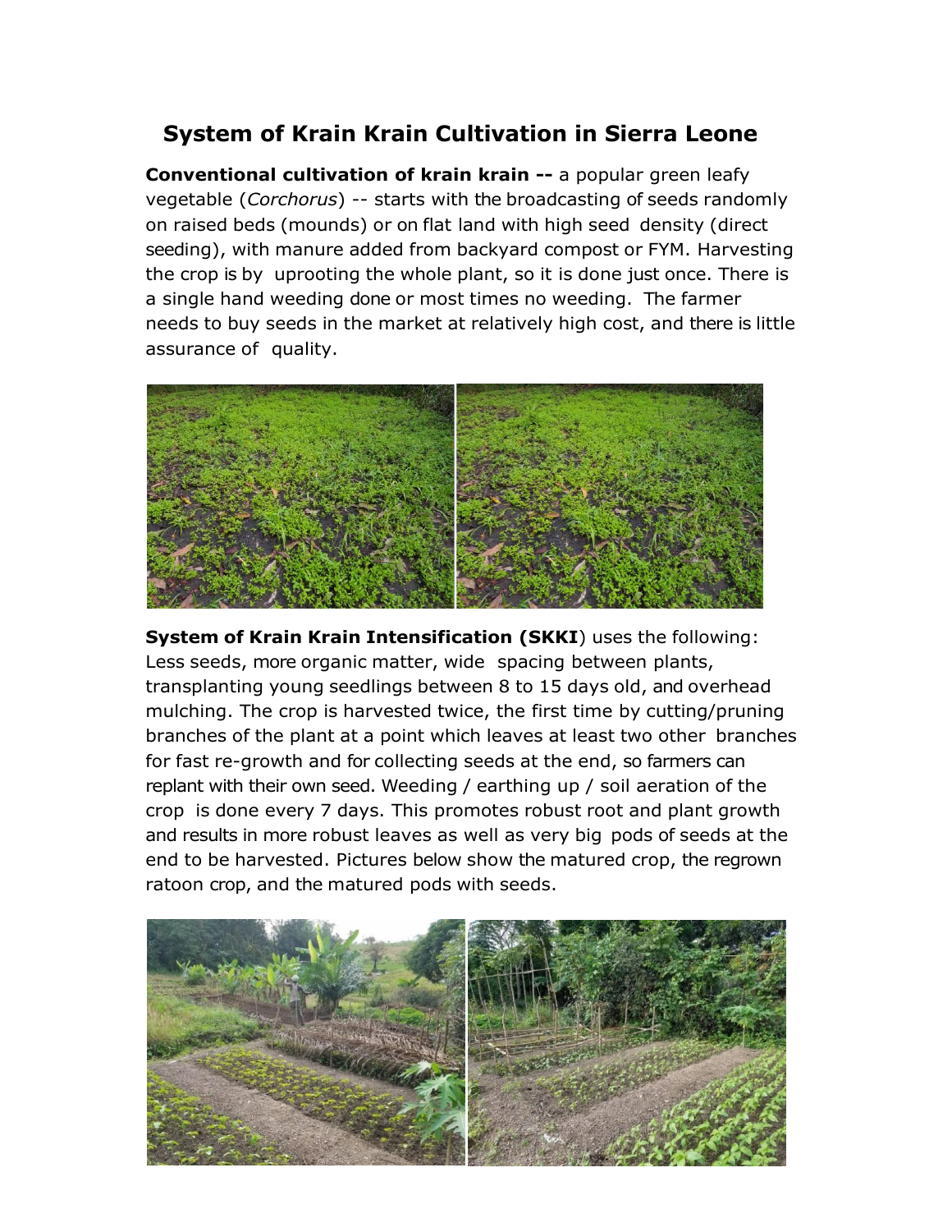# System of Krain Krain Cultivation in Sierra Leone

**Conventional cultivation of krain krain --** a popular green leafy vegetable (*Corchorus*) -- starts with the broadcasting of seeds randomly on raised beds (mounds) or on flat land with high seed density (direct seeding), with manure added from backyard compost or FYM. Harvesting the crop is by uprooting the whole plant, so it is done just once. There is a single hand weeding done or most times no weeding. The farmer needs to buy seeds in the market at relatively high cost, and there is little assurance of quality.

**System of Krain Krain Intensification (SKKI**) uses the following: Less seeds, more organic matter, wide spacing between plants, transplanting young seedlings between 8 to 15 days old, and overhead mulching. The crop is harvested twice, the first time by cutting/pruning branches of the plant at a point which leaves at least two other branches for fast re-growth and for collecting seeds at the end, so farmers can replant with their own seed. Weeding / earthing up / soil aeration of the crop is done every 7 days. This promotes robust root and plant growth and results in more robust leaves as well as very big pods of seeds at the end to be harvested. Pictures below show the matured crop, the regrown ratoon crop, and the matured pods with seeds.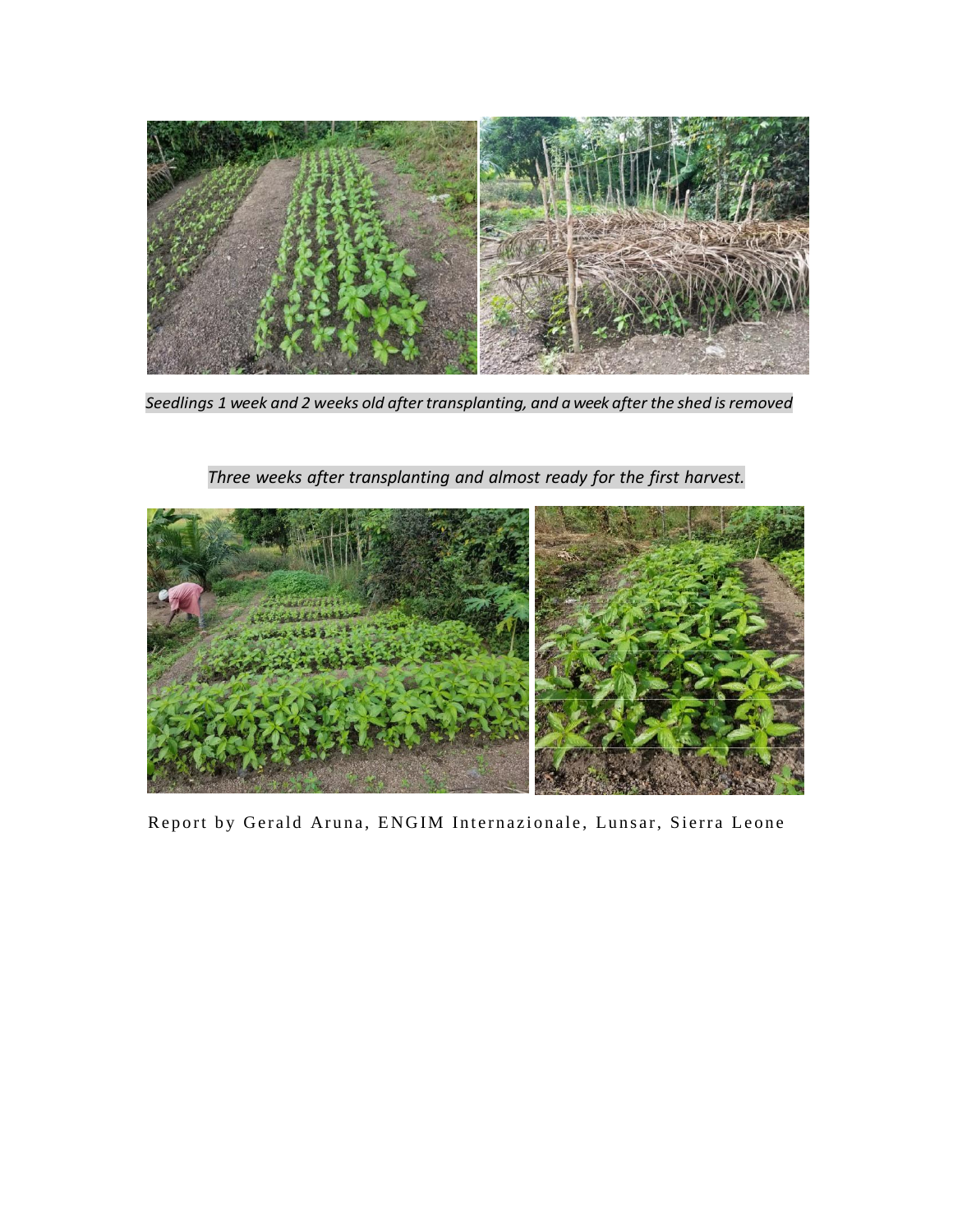*Seedlings 1 week and 2 weeks old after transplanting, and a week after the shed is removed*

*Three weeks after transplanting and almost ready for the first harvest.*

Report by Gerald Aruna, ENGIM Internazionale, Lunsar, Sierra Leone